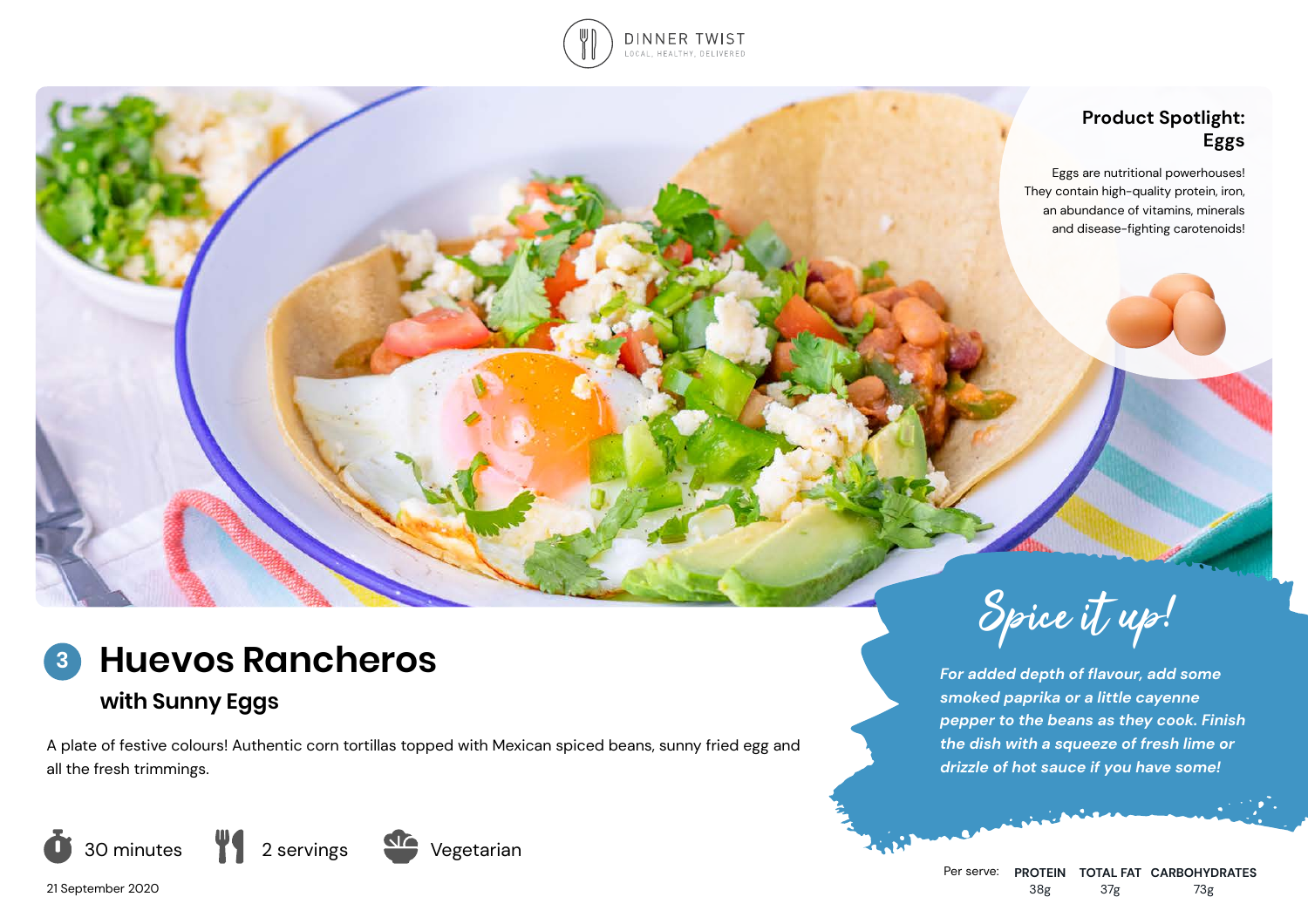DINNER TWIST
LOCAL, HEALTHY, DELIVERED

## Product Spotlight: Eggs

Eggs are nutritional powerhouses! They contain high-quality protein, iron, an abundance of vitamins, minerals and disease-fighting carotenoids!

# 3 Huevos Rancheros

## with Sunny Eggs

A plate of festive colours! Authentic corn tortillas topped with Mexican spiced beans, sunny fried egg and all the fresh trimmings.

30 minutes | 2 servings | Vegetarian

21 September 2020

## Spice it up!

*For added depth of flavour, add some smoked paprika or a little cayenne pepper to the beans as they cook. Finish the dish with a squeeze of fresh lime or drizzle of hot sauce if you have some!*

| Per serve: | PROTEIN | TOTAL FAT | CARBOHYDRATES |
|---|---|---|---|
| | 38g | 37g | 73g |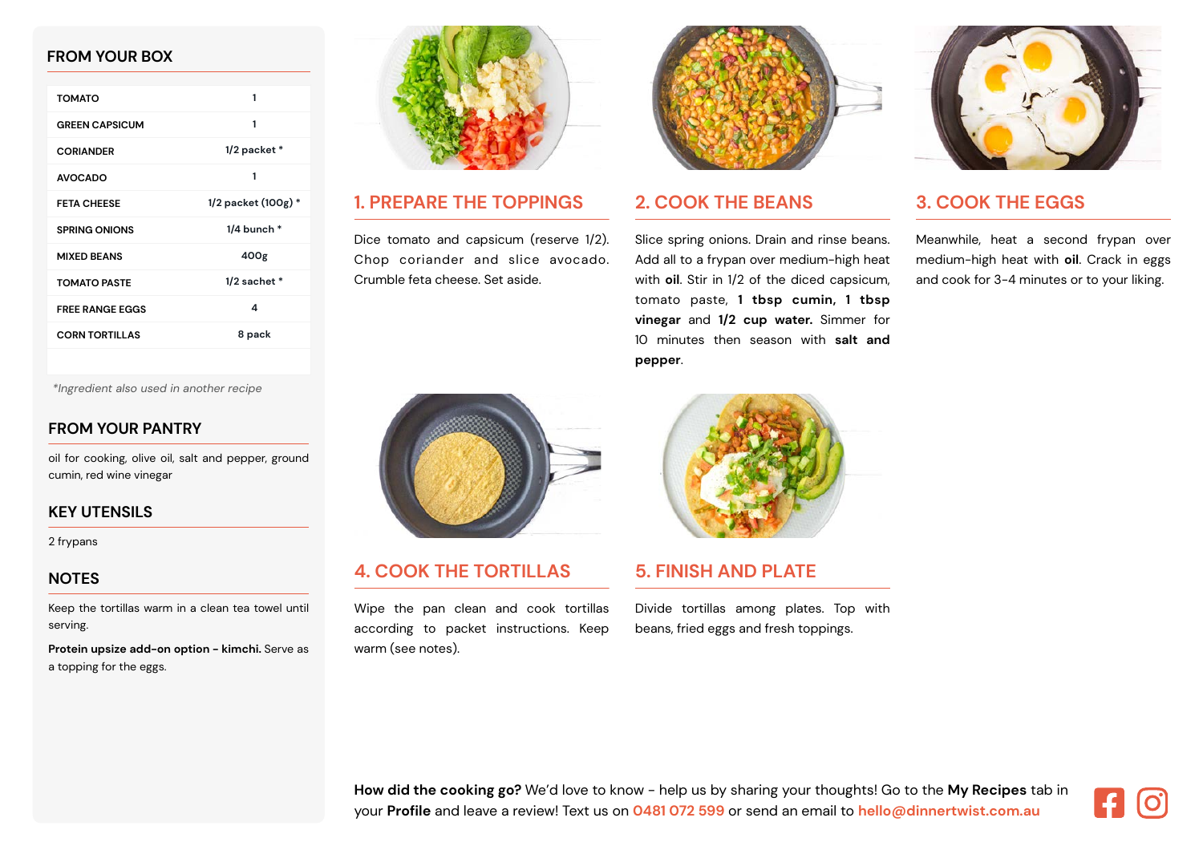## FROM YOUR BOX

| | |
|---|---|
| TOMATO | 1 |
| GREEN CAPSICUM | 1 |
| CORIANDER | 1/2 packet * |
| AVOCADO | 1 |
| FETA CHEESE | 1/2 packet (100g) * |
| SPRING ONIONS | 1/4 bunch * |
| MIXED BEANS | 400g |
| TOMATO PASTE | 1/2 sachet * |
| FREE RANGE EGGS | 4 |
| CORN TORTILLAS | 8 pack |

*Ingredient also used in another recipe*

## FROM YOUR PANTRY

oil for cooking, olive oil, salt and pepper, ground cumin, red wine vinegar

## KEY UTENSILS

2 frypans

## NOTES

Keep the tortillas warm in a clean tea towel until serving.

**Protein upsize add-on option - kimchi.** Serve as a topping for the eggs.

## 1. PREPARE THE TOPPINGS

Dice tomato and capsicum (reserve 1/2). Chop coriander and slice avocado. Crumble feta cheese. Set aside.

## 2. COOK THE BEANS

Slice spring onions. Drain and rinse beans. Add all to a frypan over medium-high heat with **oil**. Stir in 1/2 of the diced capsicum, tomato paste, **1 tbsp cumin, 1 tbsp vinegar** and **1/2 cup water.** Simmer for 10 minutes then season with **salt and pepper**.

## 3. COOK THE EGGS

Meanwhile, heat a second frypan over medium-high heat with **oil**. Crack in eggs and cook for 3-4 minutes or to your liking.

## 4. COOK THE TORTILLAS

Wipe the pan clean and cook tortillas according to packet instructions. Keep warm (see notes).

## 5. FINISH AND PLATE

Divide tortillas among plates. Top with beans, fried eggs and fresh toppings.

**How did the cooking go?** We'd love to know - help us by sharing your thoughts! Go to the **My Recipes** tab in your **Profile** and leave a review! Text us on 0481 072 599 or send an email to hello@dinnertwist.com.au